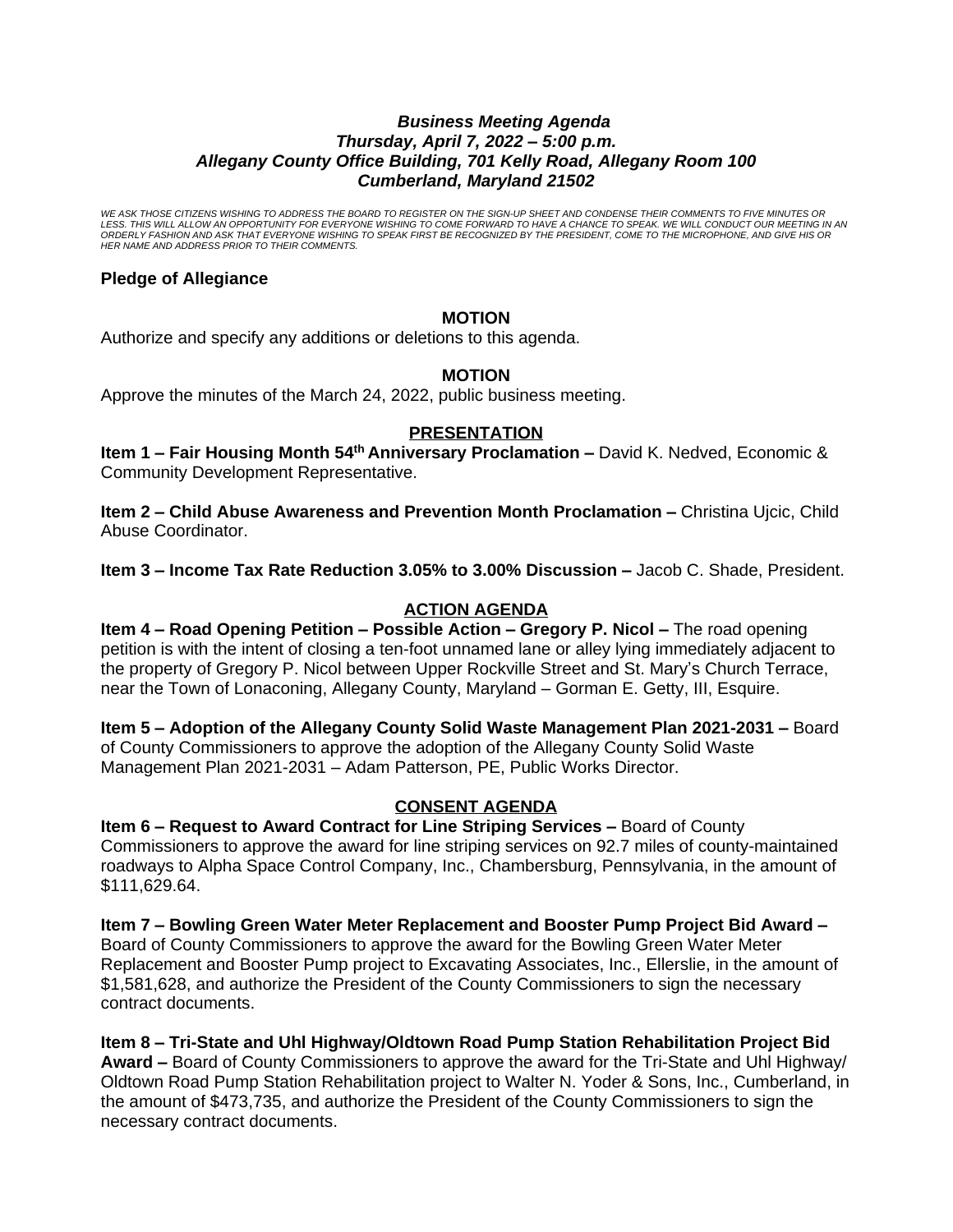***Business Meeting Agenda***
***Thursday, April 7, 2022 – 5:00 p.m.***
***Allegany County Office Building, 701 Kelly Road, Allegany Room 100***
***Cumberland, Maryland 21502***

*WE ASK THOSE CITIZENS WISHING TO ADDRESS THE BOARD TO REGISTER ON THE SIGN-UP SHEET AND CONDENSE THEIR COMMENTS TO FIVE MINUTES OR LESS. THIS WILL ALLOW AN OPPORTUNITY FOR EVERYONE WISHING TO COME FORWARD TO HAVE A CHANCE TO SPEAK. WE WILL CONDUCT OUR MEETING IN AN ORDERLY FASHION AND ASK THAT EVERYONE WISHING TO SPEAK FIRST BE RECOGNIZED BY THE PRESIDENT, COME TO THE MICROPHONE, AND GIVE HIS OR HER NAME AND ADDRESS PRIOR TO THEIR COMMENTS.*

**Pledge of Allegiance**

**MOTION**

Authorize and specify any additions or deletions to this agenda.

**MOTION**

Approve the minutes of the March 24, 2022, public business meeting.

**PRESENTATION**

**Item 1 – Fair Housing Month 54th Anniversary Proclamation –** David K. Nedved, Economic & Community Development Representative.

**Item 2 – Child Abuse Awareness and Prevention Month Proclamation –** Christina Ujcic, Child Abuse Coordinator.

**Item 3 – Income Tax Rate Reduction 3.05% to 3.00% Discussion –** Jacob C. Shade, President.

**ACTION AGENDA**

**Item 4 – Road Opening Petition – Possible Action – Gregory P. Nicol –** The road opening petition is with the intent of closing a ten-foot unnamed lane or alley lying immediately adjacent to the property of Gregory P. Nicol between Upper Rockville Street and St. Mary's Church Terrace, near the Town of Lonaconing, Allegany County, Maryland – Gorman E. Getty, III, Esquire.

**Item 5 – Adoption of the Allegany County Solid Waste Management Plan 2021-2031 –** Board of County Commissioners to approve the adoption of the Allegany County Solid Waste Management Plan 2021-2031 – Adam Patterson, PE, Public Works Director.

**CONSENT AGENDA**

**Item 6 – Request to Award Contract for Line Striping Services –** Board of County Commissioners to approve the award for line striping services on 92.7 miles of county-maintained roadways to Alpha Space Control Company, Inc., Chambersburg, Pennsylvania, in the amount of $111,629.64.

**Item 7 – Bowling Green Water Meter Replacement and Booster Pump Project Bid Award –** Board of County Commissioners to approve the award for the Bowling Green Water Meter Replacement and Booster Pump project to Excavating Associates, Inc., Ellerslie, in the amount of $1,581,628, and authorize the President of the County Commissioners to sign the necessary contract documents.

**Item 8 – Tri-State and Uhl Highway/Oldtown Road Pump Station Rehabilitation Project Bid Award –** Board of County Commissioners to approve the award for the Tri-State and Uhl Highway/ Oldtown Road Pump Station Rehabilitation project to Walter N. Yoder & Sons, Inc., Cumberland, in the amount of $473,735, and authorize the President of the County Commissioners to sign the necessary contract documents.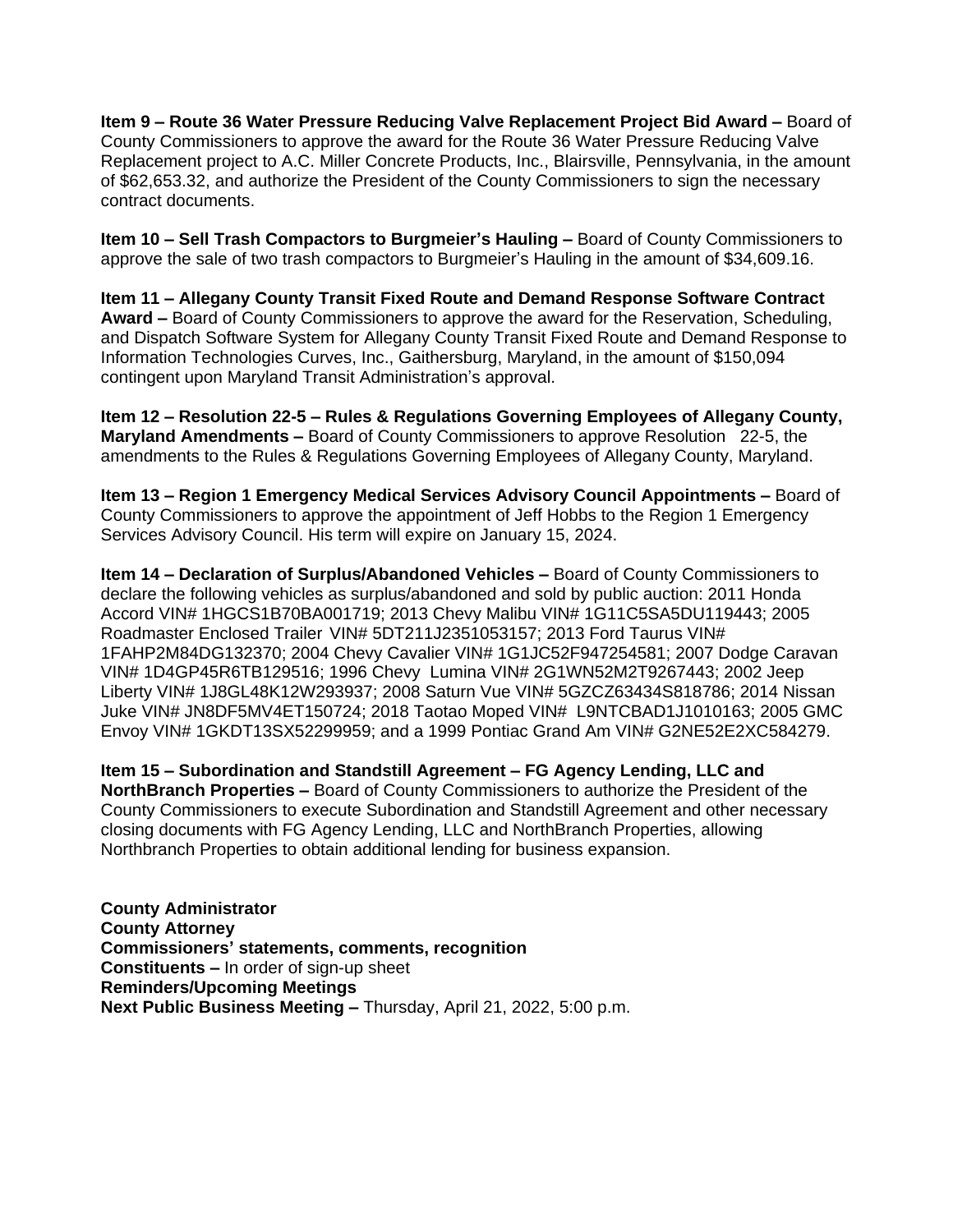**Item 9 – Route 36 Water Pressure Reducing Valve Replacement Project Bid Award –** Board of County Commissioners to approve the award for the Route 36 Water Pressure Reducing Valve Replacement project to A.C. Miller Concrete Products, Inc., Blairsville, Pennsylvania, in the amount of $62,653.32, and authorize the President of the County Commissioners to sign the necessary contract documents.

**Item 10 – Sell Trash Compactors to Burgmeier's Hauling –** Board of County Commissioners to approve the sale of two trash compactors to Burgmeier's Hauling in the amount of $34,609.16.

**Item 11 – Allegany County Transit Fixed Route and Demand Response Software Contract Award –** Board of County Commissioners to approve the award for the Reservation, Scheduling, and Dispatch Software System for Allegany County Transit Fixed Route and Demand Response to Information Technologies Curves, Inc., Gaithersburg, Maryland, in the amount of $150,094 contingent upon Maryland Transit Administration's approval.

**Item 12 – Resolution 22-5 – Rules & Regulations Governing Employees of Allegany County, Maryland Amendments –** Board of County Commissioners to approve Resolution 22-5, the amendments to the Rules & Regulations Governing Employees of Allegany County, Maryland.

**Item 13 – Region 1 Emergency Medical Services Advisory Council Appointments –** Board of County Commissioners to approve the appointment of Jeff Hobbs to the Region 1 Emergency Services Advisory Council. His term will expire on January 15, 2024.

**Item 14 – Declaration of Surplus/Abandoned Vehicles –** Board of County Commissioners to declare the following vehicles as surplus/abandoned and sold by public auction: 2011 Honda Accord VIN# 1HGCS1B70BA001719; 2013 Chevy Malibu VIN# 1G11C5SA5DU119443; 2005 Roadmaster Enclosed Trailer VIN# 5DT211J2351053157; 2013 Ford Taurus VIN# 1FAHP2M84DG132370; 2004 Chevy Cavalier VIN# 1G1JC52F947254581; 2007 Dodge Caravan VIN# 1D4GP45R6TB129516; 1996 Chevy Lumina VIN# 2G1WN52M2T9267443; 2002 Jeep Liberty VIN# 1J8GL48K12W293937; 2008 Saturn Vue VIN# 5GZCZ63434S818786; 2014 Nissan Juke VIN# JN8DF5MV4ET150724; 2018 Taotao Moped VIN# L9NTCBAD1J1010163; 2005 GMC Envoy VIN# 1GKDT13SX52299959; and a 1999 Pontiac Grand Am VIN# G2NE52E2XC584279.

**Item 15 – Subordination and Standstill Agreement – FG Agency Lending, LLC and NorthBranch Properties –** Board of County Commissioners to authorize the President of the County Commissioners to execute Subordination and Standstill Agreement and other necessary closing documents with FG Agency Lending, LLC and NorthBranch Properties, allowing Northbranch Properties to obtain additional lending for business expansion.

**County Administrator**
**County Attorney**
**Commissioners' statements, comments, recognition**
**Constituents –** In order of sign-up sheet
**Reminders/Upcoming Meetings**
**Next Public Business Meeting –** Thursday, April 21, 2022, 5:00 p.m.